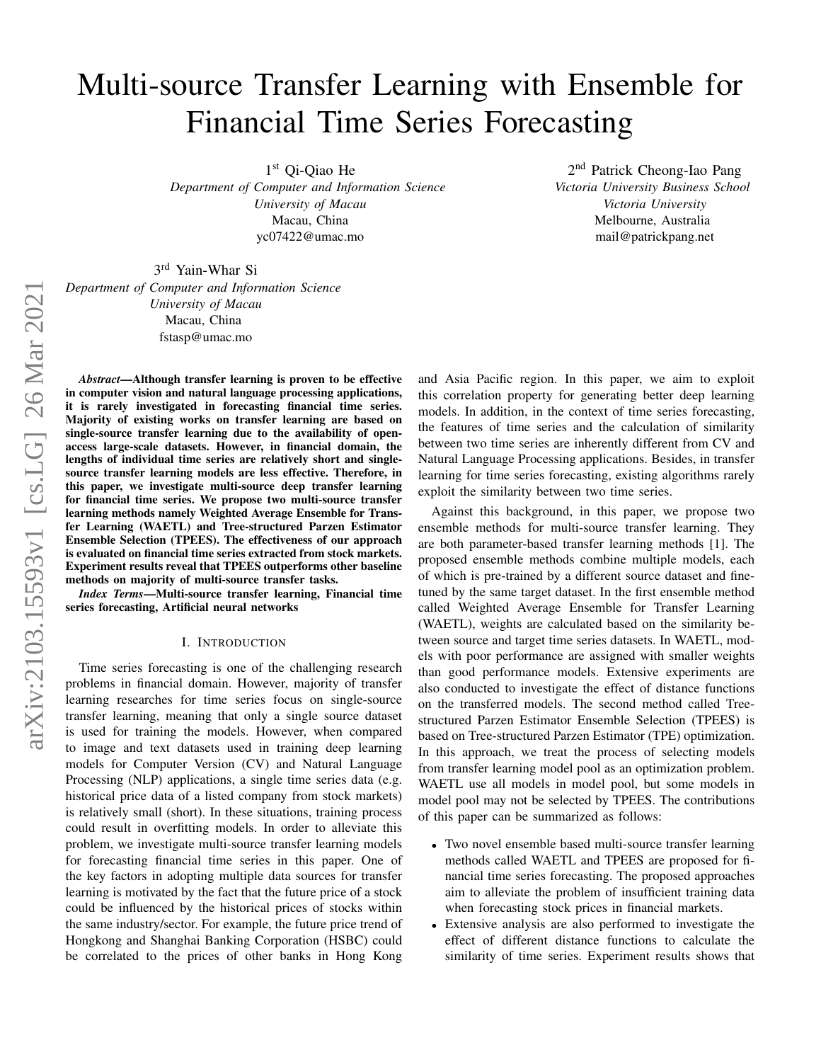# Multi-source Transfer Learning with Ensemble for Financial Time Series Forecasting

1st Qi-Qiao He
*Department of Computer and Information Science*
*University of Macau*
Macau, China
yc07422@umac.mo

2nd Patrick Cheong-Iao Pang
*Victoria University Business School*
*Victoria University*
Melbourne, Australia
mail@patrickpang.net

3rd Yain-Whar Si
*Department of Computer and Information Science*
*University of Macau*
Macau, China
fstasp@umac.mo

***Abstract*—Although transfer learning is proven to be effective in computer vision and natural language processing applications, it is rarely investigated in forecasting financial time series. Majority of existing works on transfer learning are based on single-source transfer learning due to the availability of open-access large-scale datasets. However, in financial domain, the lengths of individual time series are relatively short and single-source transfer learning models are less effective. Therefore, in this paper, we investigate multi-source deep transfer learning for financial time series. We propose two multi-source transfer learning methods namely Weighted Average Ensemble for Transfer Learning (WAETL) and Tree-structured Parzen Estimator Ensemble Selection (TPEES). The effectiveness of our approach is evaluated on financial time series extracted from stock markets. Experiment results reveal that TPEES outperforms other baseline methods on majority of multi-source transfer tasks.**

***Index Terms*—Multi-source transfer learning, Financial time series forecasting, Artificial neural networks**

## I. Introduction

Time series forecasting is one of the challenging research problems in financial domain. However, majority of transfer learning researches for time series focus on single-source transfer learning, meaning that only a single source dataset is used for training the models. However, when compared to image and text datasets used in training deep learning models for Computer Version (CV) and Natural Language Processing (NLP) applications, a single time series data (e.g. historical price data of a listed company from stock markets) is relatively small (short). In these situations, training process could result in overfitting models. In order to alleviate this problem, we investigate multi-source transfer learning models for forecasting financial time series in this paper. One of the key factors in adopting multiple data sources for transfer learning is motivated by the fact that the future price of a stock could be influenced by the historical prices of stocks within the same industry/sector. For example, the future price trend of Hongkong and Shanghai Banking Corporation (HSBC) could be correlated to the prices of other banks in Hong Kong and Asia Pacific region. In this paper, we aim to exploit this correlation property for generating better deep learning models. In addition, in the context of time series forecasting, the features of time series and the calculation of similarity between two time series are inherently different from CV and Natural Language Processing applications. Besides, in transfer learning for time series forecasting, existing algorithms rarely exploit the similarity between two time series.

Against this background, in this paper, we propose two ensemble methods for multi-source transfer learning. They are both parameter-based transfer learning methods [1]. The proposed ensemble methods combine multiple models, each of which is pre-trained by a different source dataset and fine-tuned by the same target dataset. In the first ensemble method called Weighted Average Ensemble for Transfer Learning (WAETL), weights are calculated based on the similarity between source and target time series datasets. In WAETL, models with poor performance are assigned with smaller weights than good performance models. Extensive experiments are also conducted to investigate the effect of distance functions on the transferred models. The second method called Tree-structured Parzen Estimator Ensemble Selection (TPEES) is based on Tree-structured Parzen Estimator (TPE) optimization. In this approach, we treat the process of selecting models from transfer learning model pool as an optimization problem. WAETL use all models in model pool, but some models in model pool may not be selected by TPEES. The contributions of this paper can be summarized as follows:

- Two novel ensemble based multi-source transfer learning methods called WAETL and TPEES are proposed for financial time series forecasting. The proposed approaches aim to alleviate the problem of insufficient training data when forecasting stock prices in financial markets.
- Extensive analysis are also performed to investigate the effect of different distance functions to calculate the similarity of time series. Experiment results shows that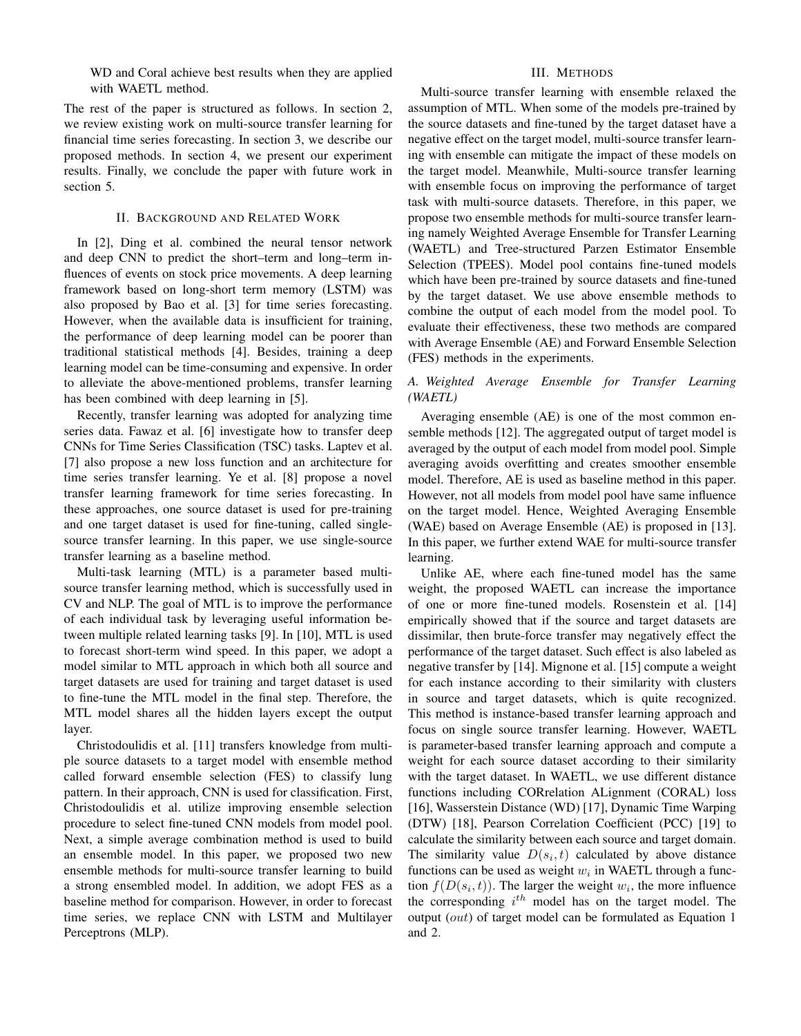WD and Coral achieve best results when they are applied with WAETL method.

The rest of the paper is structured as follows. In section 2, we review existing work on multi-source transfer learning for financial time series forecasting. In section 3, we describe our proposed methods. In section 4, we present our experiment results. Finally, we conclude the paper with future work in section 5.

## II. Background and Related Work

In [2], Ding et al. combined the neural tensor network and deep CNN to predict the short–term and long–term influences of events on stock price movements. A deep learning framework based on long-short term memory (LSTM) was also proposed by Bao et al. [3] for time series forecasting. However, when the available data is insufficient for training, the performance of deep learning model can be poorer than traditional statistical methods [4]. Besides, training a deep learning model can be time-consuming and expensive. In order to alleviate the above-mentioned problems, transfer learning has been combined with deep learning in [5].

Recently, transfer learning was adopted for analyzing time series data. Fawaz et al. [6] investigate how to transfer deep CNNs for Time Series Classification (TSC) tasks. Laptev et al. [7] also propose a new loss function and an architecture for time series transfer learning. Ye et al. [8] propose a novel transfer learning framework for time series forecasting. In these approaches, one source dataset is used for pre-training and one target dataset is used for fine-tuning, called single-source transfer learning. In this paper, we use single-source transfer learning as a baseline method.

Multi-task learning (MTL) is a parameter based multi-source transfer learning method, which is successfully used in CV and NLP. The goal of MTL is to improve the performance of each individual task by leveraging useful information between multiple related learning tasks [9]. In [10], MTL is used to forecast short-term wind speed. In this paper, we adopt a model similar to MTL approach in which both all source and target datasets are used for training and target dataset is used to fine-tune the MTL model in the final step. Therefore, the MTL model shares all the hidden layers except the output layer.

Christodoulidis et al. [11] transfers knowledge from multiple source datasets to a target model with ensemble method called forward ensemble selection (FES) to classify lung pattern. In their approach, CNN is used for classification. First, Christodoulidis et al. utilize improving ensemble selection procedure to select fine-tuned CNN models from model pool. Next, a simple average combination method is used to build an ensemble model. In this paper, we proposed two new ensemble methods for multi-source transfer learning to build a strong ensembled model. In addition, we adopt FES as a baseline method for comparison. However, in order to forecast time series, we replace CNN with LSTM and Multilayer Perceptrons (MLP).

## III. Methods

Multi-source transfer learning with ensemble relaxed the assumption of MTL. When some of the models pre-trained by the source datasets and fine-tuned by the target dataset have a negative effect on the target model, multi-source transfer learning with ensemble can mitigate the impact of these models on the target model. Meanwhile, Multi-source transfer learning with ensemble focus on improving the performance of target task with multi-source datasets. Therefore, in this paper, we propose two ensemble methods for multi-source transfer learning namely Weighted Average Ensemble for Transfer Learning (WAETL) and Tree-structured Parzen Estimator Ensemble Selection (TPEES). Model pool contains fine-tuned models which have been pre-trained by source datasets and fine-tuned by the target dataset. We use above ensemble methods to combine the output of each model from the model pool. To evaluate their effectiveness, these two methods are compared with Average Ensemble (AE) and Forward Ensemble Selection (FES) methods in the experiments.

### A. Weighted Average Ensemble for Transfer Learning (WAETL)

Averaging ensemble (AE) is one of the most common ensemble methods [12]. The aggregated output of target model is averaged by the output of each model from model pool. Simple averaging avoids overfitting and creates smoother ensemble model. Therefore, AE is used as baseline method in this paper. However, not all models from model pool have same influence on the target model. Hence, Weighted Averaging Ensemble (WAE) based on Average Ensemble (AE) is proposed in [13]. In this paper, we further extend WAE for multi-source transfer learning.

Unlike AE, where each fine-tuned model has the same weight, the proposed WAETL can increase the importance of one or more fine-tuned models. Rosenstein et al. [14] empirically showed that if the source and target datasets are dissimilar, then brute-force transfer may negatively effect the performance of the target dataset. Such effect is also labeled as negative transfer by [14]. Mignone et al. [15] compute a weight for each instance according to their similarity with clusters in source and target datasets, which is quite recognized. This method is instance-based transfer learning approach and focus on single source transfer learning. However, WAETL is parameter-based transfer learning approach and compute a weight for each source dataset according to their similarity with the target dataset. In WAETL, we use different distance functions including CORrelation ALignment (CORAL) loss [16], Wasserstein Distance (WD) [17], Dynamic Time Warping (DTW) [18], Pearson Correlation Coefficient (PCC) [19] to calculate the similarity between each source and target domain. The similarity value $D(s_i, t)$ calculated by above distance functions can be used as weight $w_i$ in WAETL through a function $f(D(s_i, t))$. The larger the weight $w_i$, the more influence the corresponding $i^{th}$ model has on the target model. The output ($out$) of target model can be formulated as Equation 1 and 2.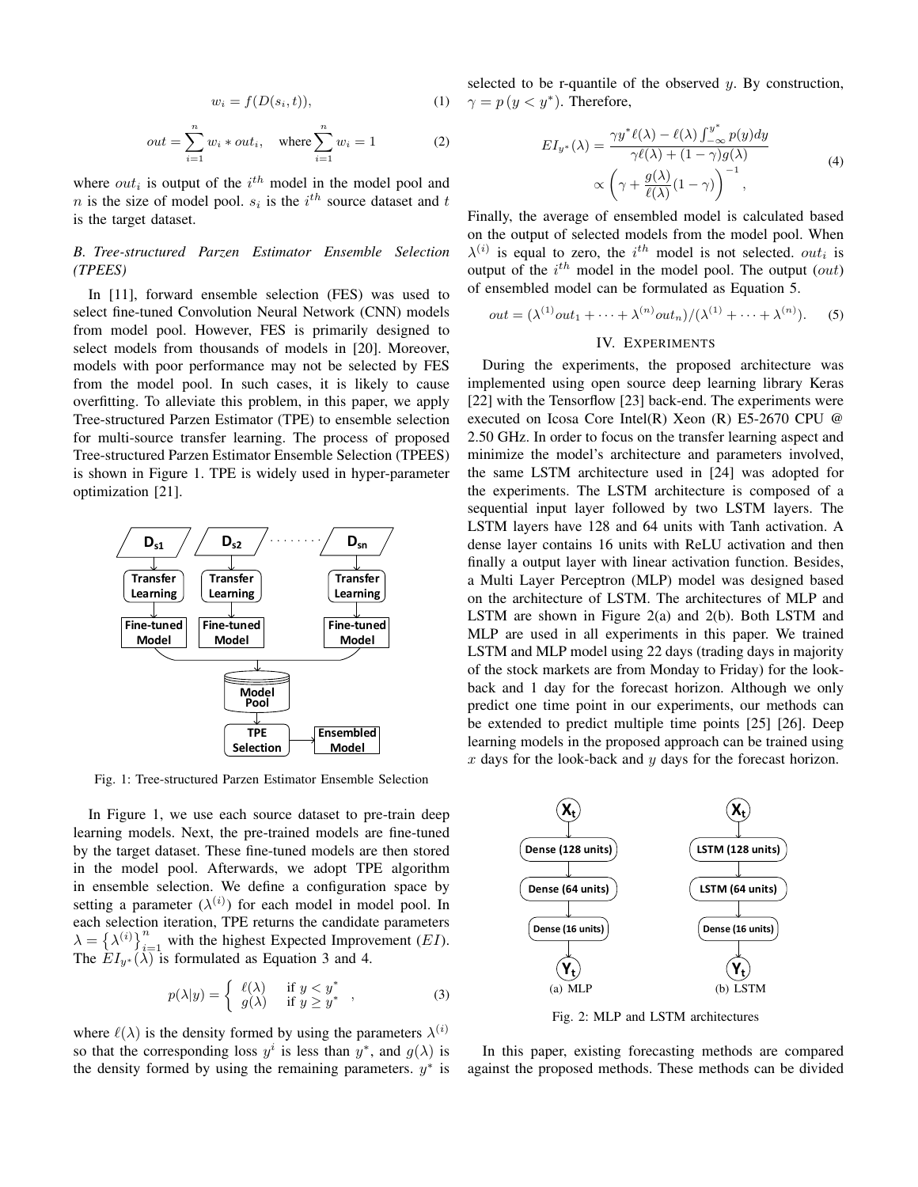$$w_i = f(D(s_i, t)), \tag{1}$$

$$out = \sum_{i=1}^{n} w_i * out_i, \quad \text{where} \sum_{i=1}^{n} w_i = 1 \tag{2}$$

where $out_i$ is output of the $i^{th}$ model in the model pool and $n$ is the size of model pool. $s_i$ is the $i^{th}$ source dataset and $t$ is the target dataset.

### *B. Tree-structured Parzen Estimator Ensemble Selection (TPEES)*

In [11], forward ensemble selection (FES) was used to select fine-tuned Convolution Neural Network (CNN) models from model pool. However, FES is primarily designed to select models from thousands of models in [20]. Moreover, models with poor performance may not be selected by FES from the model pool. In such cases, it is likely to cause overfitting. To alleviate this problem, in this paper, we apply Tree-structured Parzen Estimator (TPE) to ensemble selection for multi-source transfer learning. The process of proposed Tree-structured Parzen Estimator Ensemble Selection (TPEES) is shown in Figure 1. TPE is widely used in hyper-parameter optimization [21].

Fig. 1: Tree-structured Parzen Estimator Ensemble Selection

In Figure 1, we use each source dataset to pre-train deep learning models. Next, the pre-trained models are fine-tuned by the target dataset. These fine-tuned models are then stored in the model pool. Afterwards, we adopt TPE algorithm in ensemble selection. We define a configuration space by setting a parameter ($\lambda^{(i)}$) for each model in model pool. In each selection iteration, TPE returns the candidate parameters $\lambda = \left\{\lambda^{(i)}\right\}_{i=1}^{n}$ with the highest Expected Improvement ($EI$). The $EI_{y^*}(\lambda)$ is formulated as Equation 3 and 4.

$$p(\lambda|y) = \begin{cases} \ell(\lambda) & \text{if } y < y^* \\ g(\lambda) & \text{if } y \geq y^* \end{cases}, \tag{3}$$

where $\ell(\lambda)$ is the density formed by using the parameters $\lambda^{(i)}$ so that the corresponding loss $y^i$ is less than $y^*$, and $g(\lambda)$ is the density formed by using the remaining parameters. $y^*$ is selected to be r-quantile of the observed $y$. By construction, $\gamma = p\left(y < y^*\right)$. Therefore,

$$\begin{aligned} EI_{y^*}(\lambda) &= \frac{\gamma y^* \ell(\lambda) - \ell(\lambda)\int_{-\infty}^{y^*} p(y)dy}{\gamma \ell(\lambda) + (1-\gamma)g(\lambda)} \\ &\propto \left(\gamma + \frac{g(\lambda)}{\ell(\lambda)}(1-\gamma)\right)^{-1}, \end{aligned} \tag{4}$$

Finally, the average of ensembled model is calculated based on the output of selected models from the model pool. When $\lambda^{(i)}$ is equal to zero, the $i^{th}$ model is not selected. $out_i$ is output of the $i^{th}$ model in the model pool. The output ($out$) of ensembled model can be formulated as Equation 5.

$$out = (\lambda^{(1)}out_1 + \cdots + \lambda^{(n)}out_n)/(\lambda^{(1)} + \cdots + \lambda^{(n)}). \tag{5}$$

## IV. Experiments

During the experiments, the proposed architecture was implemented using open source deep learning library Keras [22] with the Tensorflow [23] back-end. The experiments were executed on Icosa Core Intel(R) Xeon (R) E5-2670 CPU @ 2.50 GHz. In order to focus on the transfer learning aspect and minimize the model's architecture and parameters involved, the same LSTM architecture used in [24] was adopted for the experiments. The LSTM architecture is composed of a sequential input layer followed by two LSTM layers. The LSTM layers have 128 and 64 units with Tanh activation. A dense layer contains 16 units with ReLU activation and then finally a output layer with linear activation function. Besides, a Multi Layer Perceptron (MLP) model was designed based on the architecture of LSTM. The architectures of MLP and LSTM are shown in Figure 2(a) and 2(b). Both LSTM and MLP are used in all experiments in this paper. We trained LSTM and MLP model using 22 days (trading days in majority of the stock markets are from Monday to Friday) for the look-back and 1 day for the forecast horizon. Although we only predict one time point in our experiments, our methods can be extended to predict multiple time points [25] [26]. Deep learning models in the proposed approach can be trained using $x$ days for the look-back and $y$ days for the forecast horizon.

(a) MLP (b) LSTM

Fig. 2: MLP and LSTM architectures

In this paper, existing forecasting methods are compared against the proposed methods. These methods can be divided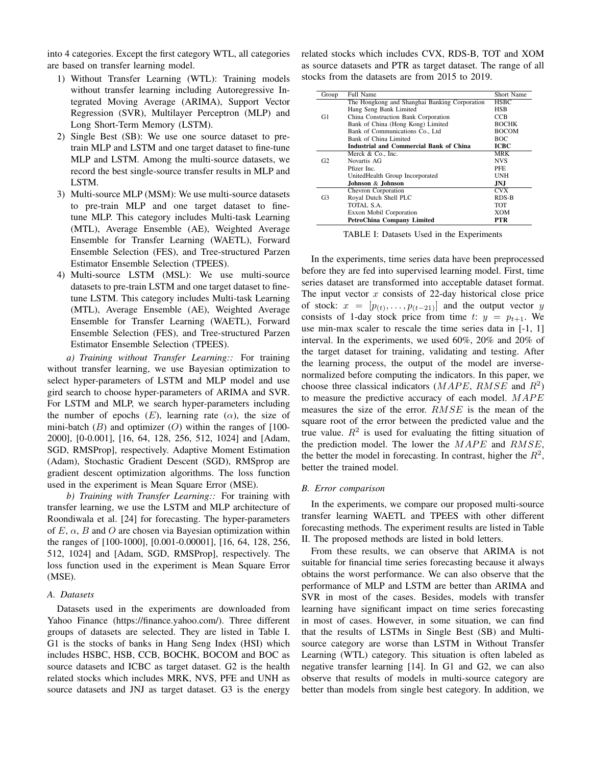into 4 categories. Except the first category WTL, all categories are based on transfer learning model.

1) Without Transfer Learning (WTL): Training models without transfer learning including Autoregressive Integrated Moving Average (ARIMA), Support Vector Regression (SVR), Multilayer Perceptron (MLP) and Long Short-Term Memory (LSTM).
2) Single Best (SB): We use one source dataset to pre-train MLP and LSTM and one target dataset to fine-tune MLP and LSTM. Among the multi-source datasets, we record the best single-source transfer results in MLP and LSTM.
3) Multi-source MLP (MSM): We use multi-source datasets to pre-train MLP and one target dataset to fine-tune MLP. This category includes Multi-task Learning (MTL), Average Ensemble (AE), Weighted Average Ensemble for Transfer Learning (WAETL), Forward Ensemble Selection (FES), and Tree-structured Parzen Estimator Ensemble Selection (TPEES).
4) Multi-source LSTM (MSL): We use multi-source datasets to pre-train LSTM and one target dataset to fine-tune LSTM. This category includes Multi-task Learning (MTL), Average Ensemble (AE), Weighted Average Ensemble for Transfer Learning (WAETL), Forward Ensemble Selection (FES), and Tree-structured Parzen Estimator Ensemble Selection (TPEES).

*a) Training without Transfer Learning::* For training without transfer learning, we use Bayesian optimization to select hyper-parameters of LSTM and MLP model and use gird search to choose hyper-parameters of ARIMA and SVR. For LSTM and MLP, we search hyper-parameters including the number of epochs ($E$), learning rate ($\alpha$), the size of mini-batch ($B$) and optimizer ($O$) within the ranges of [100-2000], [0-0.001], [16, 64, 128, 256, 512, 1024] and [Adam, SGD, RMSProp], respectively. Adaptive Moment Estimation (Adam), Stochastic Gradient Descent (SGD), RMSprop are gradient descent optimization algorithms. The loss function used in the experiment is Mean Square Error (MSE).

*b) Training with Transfer Learning::* For training with transfer learning, we use the LSTM and MLP architecture of Roondiwala et al. [24] for forecasting. The hyper-parameters of $E$, $\alpha$, $B$ and $O$ are chosen via Bayesian optimization within the ranges of [100-1000], [0.001-0.00001], [16, 64, 128, 256, 512, 1024] and [Adam, SGD, RMSProp], respectively. The loss function used in the experiment is Mean Square Error (MSE).

### A. Datasets

Datasets used in the experiments are downloaded from Yahoo Finance (https://finance.yahoo.com/). Three different groups of datasets are selected. They are listed in Table I. G1 is the stocks of banks in Hang Seng Index (HSI) which includes HSBC, HSB, CCB, BOCHK, BOCOM and BOC as source datasets and ICBC as target dataset. G2 is the health related stocks which includes MRK, NVS, PFE and UNH as source datasets and JNJ as target dataset. G3 is the energy related stocks which includes CVX, RDS-B, TOT and XOM as source datasets and PTR as target dataset. The range of all stocks from the datasets are from 2015 to 2019.

| Group | Full Name | Short Name |
|---|---|---|
| G1 | The Hongkong and Shanghai Banking Corporation | HSBC |
| | Hang Seng Bank Limited | HSB |
| | China Construction Bank Corporation | CCB |
| | Bank of China (Hong Kong) Limited | BOCHK |
| | Bank of Communications Co., Ltd | BOCOM |
| | Bank of China Limited | BOC |
| | **Industrial and Commercial Bank of China** | **ICBC** |
| G2 | Merck & Co., Inc. | MRK |
| | Novartis AG | NVS |
| | Pfizer Inc. | PFE |
| | UnitedHealth Group Incorporated | UNH |
| | **Johnson & Johnson** | **JNJ** |
| G3 | Chevron Corporation | CVX |
| | Royal Dutch Shell PLC | RDS-B |
| | TOTAL S.A. | TOT |
| | Exxon Mobil Corporation | XOM |
| | **PetroChina Company Limited** | **PTR** |

TABLE I: Datasets Used in the Experiments

In the experiments, time series data have been preprocessed before they are fed into supervised learning model. First, time series dataset are transformed into acceptable dataset format. The input vector $x$ consists of 22-day historical close price of stock: $x = [p_{(t)}, \ldots, p_{(t-21)}]$ and the output vector $y$ consists of 1-day stock price from time $t$: $y = p_{t+1}$. We use min-max scaler to rescale the time series data in [-1, 1] interval. In the experiments, we used 60%, 20% and 20% of the target dataset for training, validating and testing. After the learning process, the output of the model are inverse-normalized before computing the indicators. In this paper, we choose three classical indicators ($MAPE$, $RMSE$ and $R^2$) to measure the predictive accuracy of each model. $MAPE$ measures the size of the error. $RMSE$ is the mean of the square root of the error between the predicted value and the true value. $R^2$ is used for evaluating the fitting situation of the prediction model. The lower the $MAPE$ and $RMSE$, the better the model in forecasting. In contrast, higher the $R^2$, better the trained model.

### B. Error comparison

In the experiments, we compare our proposed multi-source transfer learning WAETL and TPEES with other different forecasting methods. The experiment results are listed in Table II. The proposed methods are listed in bold letters.

From these results, we can observe that ARIMA is not suitable for financial time series forecasting because it always obtains the worst performance. We can also observe that the performance of MLP and LSTM are better than ARIMA and SVR in most of the cases. Besides, models with transfer learning have significant impact on time series forecasting in most of cases. However, in some situation, we can find that the results of LSTMs in Single Best (SB) and Multi-source category are worse than LSTM in Without Transfer Learning (WTL) category. This situation is often labeled as negative transfer learning [14]. In G1 and G2, we can also observe that results of models in multi-source category are better than models from single best category. In addition, we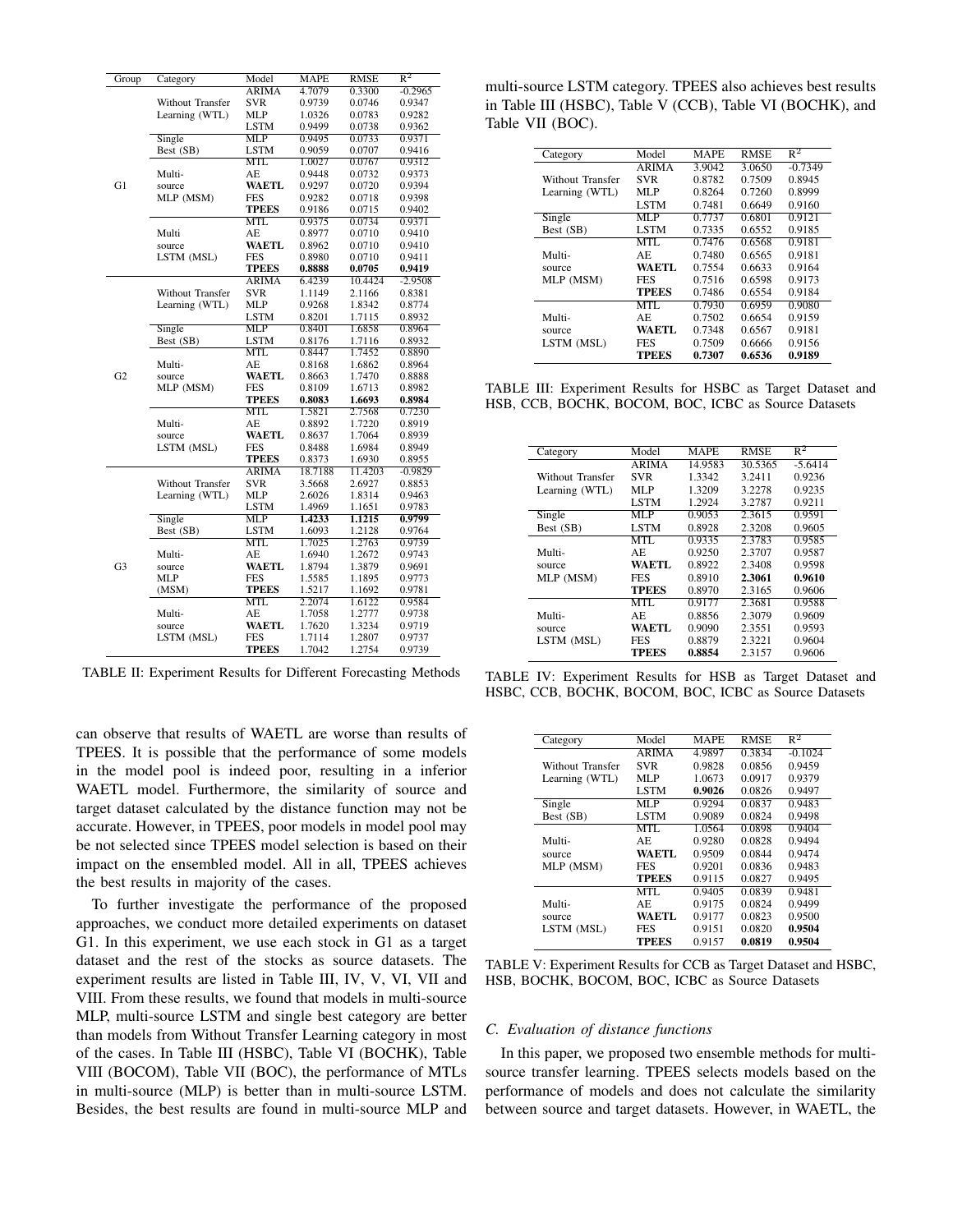| Group | Category | Model | MAPE | RMSE | $R^2$ |
|---|---|---|---|---|---|
| G1 | Without Transfer Learning (WTL) | ARIMA | 4.7079 | 0.3300 | -0.2965 |
| | | SVR | 0.9739 | 0.0746 | 0.9347 |
| | | MLP | 1.0326 | 0.0783 | 0.9282 |
| | | LSTM | 0.9499 | 0.0738 | 0.9362 |
| | Single Best (SB) | MLP | 0.9495 | 0.0733 | 0.9371 |
| | | LSTM | 0.9059 | 0.0707 | 0.9416 |
| | Multi-source MLP (MSM) | MTL | 1.0027 | 0.0767 | 0.9312 |
| | | AE | 0.9448 | 0.0732 | 0.9373 |
| | | **WAETL** | 0.9297 | 0.0720 | 0.9394 |
| | | FES | 0.9282 | 0.0718 | 0.9398 |
| | | **TPEES** | 0.9186 | 0.0715 | 0.9402 |
| | Multi source LSTM (MSL) | MTL | 0.9375 | 0.0734 | 0.9371 |
| | | AE | 0.8977 | 0.0710 | 0.9410 |
| | | **WAETL** | 0.8962 | 0.0710 | 0.9410 |
| | | FES | 0.8980 | 0.0710 | 0.9411 |
| | | **TPEES** | **0.8888** | **0.0705** | **0.9419** |
| G2 | Without Transfer Learning (WTL) | ARIMA | 6.4239 | 10.4424 | -2.9508 |
| | | SVR | 1.1149 | 2.1166 | 0.8381 |
| | | MLP | 0.9268 | 1.8342 | 0.8774 |
| | | LSTM | 0.8201 | 1.7115 | 0.8932 |
| | Single Best (SB) | MLP | 0.8401 | 1.6858 | 0.8964 |
| | | LSTM | 0.8176 | 1.7116 | 0.8932 |
| | Multi-source MLP (MSM) | MTL | 0.8447 | 1.7452 | 0.8890 |
| | | AE | 0.8168 | 1.6862 | 0.8964 |
| | | **WAETL** | 0.8663 | 1.7470 | 0.8888 |
| | | FES | 0.8109 | 1.6713 | 0.8982 |
| | | **TPEES** | **0.8083** | **1.6693** | **0.8984** |
| | Multi-source LSTM (MSL) | MTL | 1.5821 | 2.7568 | 0.7230 |
| | | AE | 0.8892 | 1.7220 | 0.8919 |
| | | **WAETL** | 0.8637 | 1.7064 | 0.8939 |
| | | FES | 0.8488 | 1.6984 | 0.8949 |
| | | **TPEES** | 0.8373 | 1.6930 | 0.8955 |
| G3 | Without Transfer Learning (WTL) | ARIMA | 18.7188 | 11.4203 | -0.9829 |
| | | SVR | 3.5668 | 2.6927 | 0.8853 |
| | | MLP | 2.6026 | 1.8314 | 0.9463 |
| | | LSTM | 1.4969 | 1.1651 | 0.9783 |
| | Single Best (SB) | MLP | **1.4233** | **1.1215** | **0.9799** |
| | | LSTM | 1.6093 | 1.2128 | 0.9764 |
| | Multi-source MLP (MSM) | MTL | 1.7025 | 1.2763 | 0.9739 |
| | | AE | 1.6940 | 1.2672 | 0.9743 |
| | | **WAETL** | 1.8794 | 1.3879 | 0.9691 |
| | | FES | 1.5585 | 1.1895 | 0.9773 |
| | | **TPEES** | 1.5217 | 1.1692 | 0.9781 |
| | Multi-source LSTM (MSL) | MTL | 2.2074 | 1.6122 | 0.9584 |
| | | AE | 1.7058 | 1.2777 | 0.9738 |
| | | **WAETL** | 1.7620 | 1.3234 | 0.9719 |
| | | FES | 1.7114 | 1.2807 | 0.9737 |
| | | **TPEES** | 1.7042 | 1.2754 | 0.9739 |

TABLE II: Experiment Results for Different Forecasting Methods

can observe that results of WAETL are worse than results of TPEES. It is possible that the performance of some models in the model pool is indeed poor, resulting in a inferior WAETL model. Furthermore, the similarity of source and target dataset calculated by the distance function may not be accurate. However, in TPEES, poor models in model pool may be not selected since TPEES model selection is based on their impact on the ensembled model. All in all, TPEES achieves the best results in majority of the cases.

To further investigate the performance of the proposed approaches, we conduct more detailed experiments on dataset G1. In this experiment, we use each stock in G1 as a target dataset and the rest of the stocks as source datasets. The experiment results are listed in Table III, IV, V, VI, VII and VIII. From these results, we found that models in multi-source MLP, multi-source LSTM and single best category are better than models from Without Transfer Learning category in most of the cases. In Table III (HSBC), Table VI (BOCHK), Table VIII (BOCOM), Table VII (BOC), the performance of MTLs in multi-source (MLP) is better than in multi-source LSTM. Besides, the best results are found in multi-source MLP and multi-source LSTM category. TPEES also achieves best results in Table III (HSBC), Table V (CCB), Table VI (BOCHK), and Table VII (BOC).

| Category | Model | MAPE | RMSE | $R^2$ |
|---|---|---|---|---|
| Without Transfer Learning (WTL) | ARIMA | 3.9042 | 3.0650 | -0.7349 |
| | SVR | 0.8782 | 0.7509 | 0.8945 |
| | MLP | 0.8264 | 0.7260 | 0.8999 |
| | LSTM | 0.7481 | 0.6649 | 0.9160 |
| Single Best (SB) | MLP | 0.7737 | 0.6801 | 0.9121 |
| | LSTM | 0.7335 | 0.6552 | 0.9185 |
| Multi-source MLP (MSM) | MTL | 0.7476 | 0.6568 | 0.9181 |
| | AE | 0.7480 | 0.6565 | 0.9181 |
| | **WAETL** | 0.7554 | 0.6633 | 0.9164 |
| | FES | 0.7516 | 0.6598 | 0.9173 |
| | **TPEES** | 0.7486 | 0.6554 | 0.9184 |
| Multi-source LSTM (MSL) | MTL | 0.7930 | 0.6959 | 0.9080 |
| | AE | 0.7502 | 0.6654 | 0.9159 |
| | **WAETL** | 0.7348 | 0.6567 | 0.9181 |
| | FES | 0.7509 | 0.6666 | 0.9156 |
| | **TPEES** | **0.7307** | **0.6536** | **0.9189** |

TABLE III: Experiment Results for HSBC as Target Dataset and HSB, CCB, BOCHK, BOCOM, BOC, ICBC as Source Datasets

| Category | Model | MAPE | RMSE | $R^2$ |
|---|---|---|---|---|
| Without Transfer Learning (WTL) | ARIMA | 14.9583 | 30.5365 | -5.6414 |
| | SVR | 1.3342 | 3.2411 | 0.9236 |
| | MLP | 1.3209 | 3.2278 | 0.9235 |
| | LSTM | 1.2924 | 3.2787 | 0.9211 |
| Single Best (SB) | MLP | 0.9053 | 2.3615 | 0.9591 |
| | LSTM | 0.8928 | 2.3208 | 0.9605 |
| Multi-source MLP (MSM) | MTL | 0.9335 | 2.3783 | 0.9585 |
| | AE | 0.9250 | 2.3707 | 0.9587 |
| | **WAETL** | 0.8922 | 2.3408 | 0.9598 |
| | FES | 0.8910 | **2.3061** | **0.9610** |
| | **TPEES** | 0.8970 | 2.3165 | 0.9606 |
| Multi-source LSTM (MSL) | MTL | 0.9177 | 2.3681 | 0.9588 |
| | AE | 0.8856 | 2.3079 | 0.9609 |
| | **WAETL** | 0.9090 | 2.3551 | 0.9593 |
| | FES | 0.8879 | 2.3221 | 0.9604 |
| | **TPEES** | **0.8854** | 2.3157 | 0.9606 |

TABLE IV: Experiment Results for HSB as Target Dataset and HSBC, CCB, BOCHK, BOCOM, BOC, ICBC as Source Datasets

| Category | Model | MAPE | RMSE | $R^2$ |
|---|---|---|---|---|
| Without Transfer Learning (WTL) | ARIMA | 4.9897 | 0.3834 | -0.1024 |
| | SVR | 0.9828 | 0.0856 | 0.9459 |
| | MLP | 1.0673 | 0.0917 | 0.9379 |
| | LSTM | **0.9026** | 0.0826 | 0.9497 |
| Single Best (SB) | MLP | 0.9294 | 0.0837 | 0.9483 |
| | LSTM | 0.9089 | 0.0824 | 0.9498 |
| Multi-source MLP (MSM) | MTL | 1.0564 | 0.0898 | 0.9404 |
| | AE | 0.9280 | 0.0828 | 0.9494 |
| | **WAETL** | 0.9509 | 0.0844 | 0.9474 |
| | FES | 0.9201 | 0.0836 | 0.9483 |
| | **TPEES** | 0.9115 | 0.0827 | 0.9495 |
| Multi-source LSTM (MSL) | MTL | 0.9405 | 0.0839 | 0.9481 |
| | AE | 0.9175 | 0.0824 | 0.9499 |
| | **WAETL** | 0.9177 | 0.0823 | 0.9500 |
| | FES | 0.9151 | 0.0820 | **0.9504** |
| | **TPEES** | 0.9157 | **0.0819** | **0.9504** |

TABLE V: Experiment Results for CCB as Target Dataset and HSBC, HSB, BOCHK, BOCOM, BOC, ICBC as Source Datasets

### C. Evaluation of distance functions

In this paper, we proposed two ensemble methods for multi-source transfer learning. TPEES selects models based on the performance of models and does not calculate the similarity between source and target datasets. However, in WAETL, the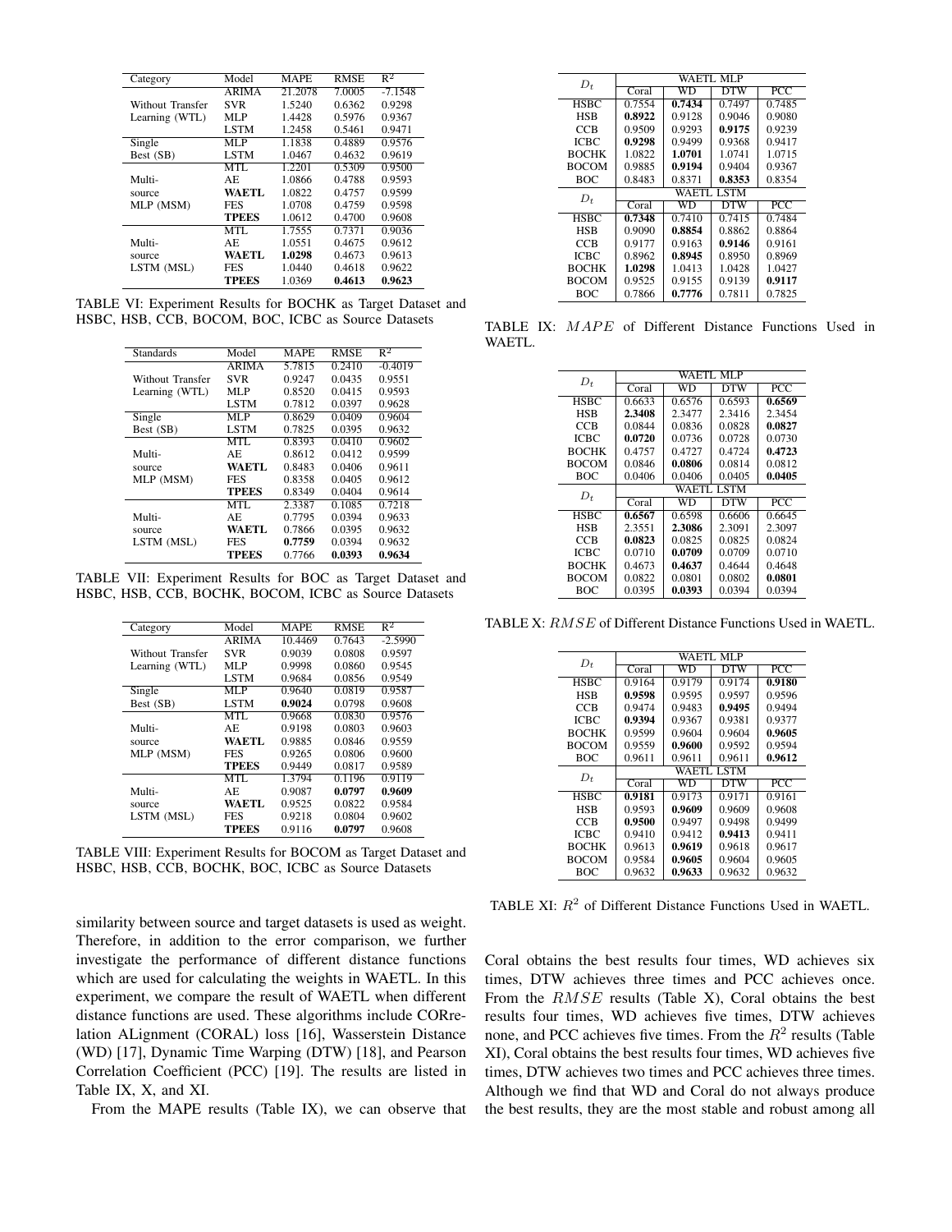| Category | Model | MAPE | RMSE | $R^2$ |
| --- | --- | --- | --- | --- |
| Without Transfer Learning (WTL) | ARIMA | 21.2078 | 7.0005 | -7.1548 |
| | SVR | 1.5240 | 0.6362 | 0.9298 |
| | MLP | 1.4428 | 0.5976 | 0.9367 |
| | LSTM | 1.2458 | 0.5461 | 0.9471 |
| Single Best (SB) | MLP | 1.1838 | 0.4889 | 0.9576 |
| | LSTM | 1.0467 | 0.4632 | 0.9619 |
| Multi-source MLP (MSM) | MTL | 1.2201 | 0.5309 | 0.9500 |
| | AE | 1.0866 | 0.4788 | 0.9593 |
| | **WAETL** | 1.0822 | 0.4757 | 0.9599 |
| | FES | 1.0708 | 0.4759 | 0.9598 |
| | **TPEES** | 1.0612 | 0.4700 | 0.9608 |
| Multi-source LSTM (MSL) | MTL | 1.7555 | 0.7371 | 0.9036 |
| | AE | 1.0551 | 0.4675 | 0.9612 |
| | **WAETL** | **1.0298** | 0.4673 | 0.9613 |
| | FES | 1.0440 | 0.4618 | 0.9622 |
| | **TPEES** | 1.0369 | **0.4613** | **0.9623** |

TABLE VI: Experiment Results for BOCHK as Target Dataset and HSBC, HSB, CCB, BOCOM, BOC, ICBC as Source Datasets

| Standards | Model | MAPE | RMSE | $R^2$ |
| --- | --- | --- | --- | --- |
| Without Transfer Learning (WTL) | ARIMA | 5.7815 | 0.2410 | -0.4019 |
| | SVR | 0.9247 | 0.0435 | 0.9551 |
| | MLP | 0.8520 | 0.0415 | 0.9593 |
| | LSTM | 0.7812 | 0.0397 | 0.9628 |
| Single Best (SB) | MLP | 0.8629 | 0.0409 | 0.9604 |
| | LSTM | 0.7825 | 0.0395 | 0.9632 |
| Multi-source MLP (MSM) | MTL | 0.8393 | 0.0410 | 0.9602 |
| | AE | 0.8612 | 0.0412 | 0.9599 |
| | **WAETL** | 0.8483 | 0.0406 | 0.9611 |
| | FES | 0.8358 | 0.0405 | 0.9612 |
| | **TPEES** | 0.8349 | 0.0404 | 0.9614 |
| Multi-source LSTM (MSL) | MTL | 2.3387 | 0.1085 | 0.7218 |
| | AE | 0.7795 | 0.0394 | 0.9633 |
| | **WAETL** | 0.7866 | 0.0395 | 0.9632 |
| | FES | **0.7759** | 0.0394 | 0.9632 |
| | **TPEES** | 0.7766 | **0.0393** | **0.9634** |

TABLE VII: Experiment Results for BOC as Target Dataset and HSBC, HSB, CCB, BOCHK, BOCOM, ICBC as Source Datasets

| Category | Model | MAPE | RMSE | $R^2$ |
| --- | --- | --- | --- | --- |
| Without Transfer Learning (WTL) | ARIMA | 10.4469 | 0.7643 | -2.5990 |
| | SVR | 0.9039 | 0.0808 | 0.9597 |
| | MLP | 0.9998 | 0.0860 | 0.9545 |
| | LSTM | 0.9684 | 0.0856 | 0.9549 |
| Single Best (SB) | MLP | 0.9640 | 0.0819 | 0.9587 |
| | LSTM | **0.9024** | 0.0798 | 0.9608 |
| Multi-source MLP (MSM) | MTL | 0.9668 | 0.0830 | 0.9576 |
| | AE | 0.9198 | 0.0803 | 0.9603 |
| | **WAETL** | 0.9885 | 0.0846 | 0.9559 |
| | FES | 0.9265 | 0.0806 | 0.9600 |
| | **TPEES** | 0.9449 | 0.0817 | 0.9589 |
| Multi-source LSTM (MSL) | MTL | 1.3794 | 0.1196 | 0.9119 |
| | AE | 0.9087 | **0.0797** | **0.9609** |
| | **WAETL** | 0.9525 | 0.0822 | 0.9584 |
| | FES | 0.9218 | 0.0804 | 0.9602 |
| | **TPEES** | 0.9116 | **0.0797** | 0.9608 |

TABLE VIII: Experiment Results for BOCOM as Target Dataset and HSBC, HSB, CCB, BOCHK, BOC, ICBC as Source Datasets

similarity between source and target datasets is used as weight. Therefore, in addition to the error comparison, we further investigate the performance of different distance functions which are used for calculating the weights in WAETL. In this experiment, we compare the result of WAETL when different distance functions are used. These algorithms include CORrelation ALignment (CORAL) loss [16], Wasserstein Distance (WD) [17], Dynamic Time Warping (DTW) [18], and Pearson Correlation Coefficient (PCC) [19]. The results are listed in Table IX, X, and XI.

From the MAPE results (Table IX), we can observe that Coral obtains the best results four times, WD achieves six times, DTW achieves three times and PCC achieves once. From the $RMSE$ results (Table X), Coral obtains the best results four times, WD achieves five times, DTW achieves none, and PCC achieves five times. From the $R^2$ results (Table XI), Coral obtains the best results four times, WD achieves five times, DTW achieves two times and PCC achieves three times. Although we find that WD and Coral do not always produce the best results, they are the most stable and robust among all

| $D_t$ | WAETL MLP | | | |
| --- | --- | --- | --- | --- |
| | Coral | WD | DTW | PCC |
| HSBC | 0.7554 | **0.7434** | 0.7497 | 0.7485 |
| HSB | **0.8922** | 0.9128 | 0.9046 | 0.9080 |
| CCB | 0.9509 | 0.9293 | **0.9175** | 0.9239 |
| ICBC | **0.9298** | 0.9499 | 0.9368 | 0.9417 |
| BOCHK | 1.0822 | **1.0701** | 1.0741 | 1.0715 |
| BOCOM | 0.9885 | **0.9194** | 0.9404 | 0.9367 |
| BOC | 0.8483 | 0.8371 | **0.8353** | 0.8354 |
| $D_t$ | WAETL LSTM | | | |
| | Coral | WD | DTW | PCC |
| HSBC | **0.7348** | 0.7410 | 0.7415 | 0.7484 |
| HSB | 0.9090 | **0.8854** | 0.8862 | 0.8864 |
| CCB | 0.9177 | 0.9163 | **0.9146** | 0.9161 |
| ICBC | 0.8962 | **0.8945** | 0.8950 | 0.8969 |
| BOCHK | **1.0298** | 1.0413 | 1.0428 | 1.0427 |
| BOCOM | 0.9525 | 0.9155 | 0.9139 | **0.9117** |
| BOC | 0.7866 | **0.7776** | 0.7811 | 0.7825 |

TABLE IX: $MAPE$ of Different Distance Functions Used in WAETL.

| $D_t$ | WAETL MLP | | | |
| --- | --- | --- | --- | --- |
| | Coral | WD | DTW | PCC |
| HSBC | 0.6633 | 0.6576 | 0.6593 | **0.6569** |
| HSB | **2.3408** | 2.3477 | 2.3416 | 2.3454 |
| CCB | 0.0844 | 0.0836 | 0.0828 | **0.0827** |
| ICBC | **0.0720** | 0.0736 | 0.0728 | 0.0730 |
| BOCHK | 0.4757 | 0.4727 | 0.4724 | **0.4723** |
| BOCOM | 0.0846 | **0.0806** | 0.0814 | 0.0812 |
| BOC | 0.0406 | 0.0406 | 0.0405 | **0.0405** |
| $D_t$ | WAETL LSTM | | | |
| | Coral | WD | DTW | PCC |
| HSBC | **0.6567** | 0.6598 | 0.6606 | 0.6645 |
| HSB | 2.3551 | **2.3086** | 2.3091 | 2.3097 |
| CCB | **0.0823** | 0.0825 | 0.0825 | 0.0824 |
| ICBC | 0.0710 | **0.0709** | 0.0709 | 0.0710 |
| BOCHK | 0.4673 | **0.4637** | 0.4644 | 0.4648 |
| BOCOM | 0.0822 | 0.0801 | 0.0802 | **0.0801** |
| BOC | 0.0395 | **0.0393** | 0.0394 | 0.0394 |

TABLE X: $RMSE$ of Different Distance Functions Used in WAETL.

| $D_t$ | WAETL MLP | | | |
| --- | --- | --- | --- | --- |
| | Coral | WD | DTW | PCC |
| HSBC | 0.9164 | 0.9179 | 0.9174 | **0.9180** |
| HSB | **0.9598** | 0.9595 | 0.9597 | 0.9596 |
| CCB | 0.9474 | 0.9483 | **0.9495** | 0.9494 |
| ICBC | **0.9394** | 0.9367 | 0.9381 | 0.9377 |
| BOCHK | 0.9599 | 0.9604 | 0.9604 | **0.9605** |
| BOCOM | 0.9559 | **0.9600** | 0.9592 | 0.9594 |
| BOC | 0.9611 | 0.9611 | 0.9611 | **0.9612** |
| $D_t$ | WAETL LSTM | | | |
| | Coral | WD | DTW | PCC |
| HSBC | **0.9181** | 0.9173 | 0.9171 | 0.9161 |
| HSB | 0.9593 | **0.9609** | 0.9609 | 0.9608 |
| CCB | **0.9500** | 0.9497 | 0.9498 | 0.9499 |
| ICBC | 0.9410 | 0.9412 | **0.9413** | 0.9411 |
| BOCHK | 0.9613 | **0.9619** | 0.9618 | 0.9617 |
| BOCOM | 0.9584 | **0.9605** | 0.9604 | 0.9605 |
| BOC | 0.9632 | **0.9633** | 0.9632 | 0.9632 |

TABLE XI: $R^2$ of Different Distance Functions Used in WAETL.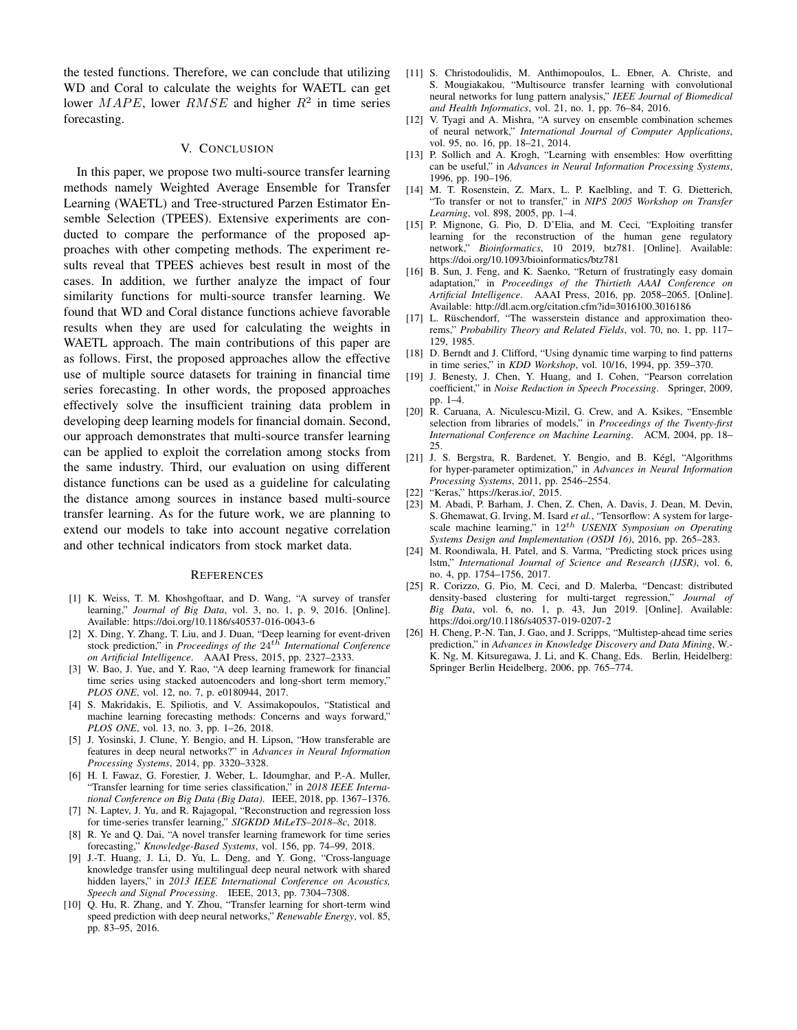the tested functions. Therefore, we can conclude that utilizing WD and Coral to calculate the weights for WAETL can get lower $MAPE$, lower $RMSE$ and higher $R^2$ in time series forecasting.

## V. Conclusion

In this paper, we propose two multi-source transfer learning methods namely Weighted Average Ensemble for Transfer Learning (WAETL) and Tree-structured Parzen Estimator Ensemble Selection (TPEES). Extensive experiments are conducted to compare the performance of the proposed approaches with other competing methods. The experiment results reveal that TPEES achieves best result in most of the cases. In addition, we further analyze the impact of four similarity functions for multi-source transfer learning. We found that WD and Coral distance functions achieve favorable results when they are used for calculating the weights in WAETL approach. The main contributions of this paper are as follows. First, the proposed approaches allow the effective use of multiple source datasets for training in financial time series forecasting. In other words, the proposed approaches effectively solve the insufficient training data problem in developing deep learning models for financial domain. Second, our approach demonstrates that multi-source transfer learning can be applied to exploit the correlation among stocks from the same industry. Third, our evaluation on using different distance functions can be used as a guideline for calculating the distance among sources in instance based multi-source transfer learning. As for the future work, we are planning to extend our models to take into account negative correlation and other technical indicators from stock market data.

## References

[1] K. Weiss, T. M. Khoshgoftaar, and D. Wang, "A survey of transfer learning," *Journal of Big Data*, vol. 3, no. 1, p. 9, 2016. [Online]. Available: https://doi.org/10.1186/s40537-016-0043-6

[2] X. Ding, Y. Zhang, T. Liu, and J. Duan, "Deep learning for event-driven stock prediction," in *Proceedings of the $24^{th}$ International Conference on Artificial Intelligence*. AAAI Press, 2015, pp. 2327–2333.

[3] W. Bao, J. Yue, and Y. Rao, "A deep learning framework for financial time series using stacked autoencoders and long-short term memory," *PLOS ONE*, vol. 12, no. 7, p. e0180944, 2017.

[4] S. Makridakis, E. Spiliotis, and V. Assimakopoulos, "Statistical and machine learning forecasting methods: Concerns and ways forward," *PLOS ONE*, vol. 13, no. 3, pp. 1–26, 2018.

[5] J. Yosinski, J. Clune, Y. Bengio, and H. Lipson, "How transferable are features in deep neural networks?" in *Advances in Neural Information Processing Systems*, 2014, pp. 3320–3328.

[6] H. I. Fawaz, G. Forestier, J. Weber, L. Idoumghar, and P.-A. Muller, "Transfer learning for time series classification," in *2018 IEEE International Conference on Big Data (Big Data)*. IEEE, 2018, pp. 1367–1376.

[7] N. Laptev, J. Yu, and R. Rajagopal, "Reconstruction and regression loss for time-series transfer learning," *SIGKDD MiLeTS–2018–8c*, 2018.

[8] R. Ye and Q. Dai, "A novel transfer learning framework for time series forecasting," *Knowledge-Based Systems*, vol. 156, pp. 74–99, 2018.

[9] J.-T. Huang, J. Li, D. Yu, L. Deng, and Y. Gong, "Cross-language knowledge transfer using multilingual deep neural network with shared hidden layers," in *2013 IEEE International Conference on Acoustics, Speech and Signal Processing*. IEEE, 2013, pp. 7304–7308.

[10] Q. Hu, R. Zhang, and Y. Zhou, "Transfer learning for short-term wind speed prediction with deep neural networks," *Renewable Energy*, vol. 85, pp. 83–95, 2016.

[11] S. Christodoulidis, M. Anthimopoulos, L. Ebner, A. Christe, and S. Mougiakakou, "Multisource transfer learning with convolutional neural networks for lung pattern analysis," *IEEE Journal of Biomedical and Health Informatics*, vol. 21, no. 1, pp. 76–84, 2016.

[12] V. Tyagi and A. Mishra, "A survey on ensemble combination schemes of neural network," *International Journal of Computer Applications*, vol. 95, no. 16, pp. 18–21, 2014.

[13] P. Sollich and A. Krogh, "Learning with ensembles: How overfitting can be useful," in *Advances in Neural Information Processing Systems*, 1996, pp. 190–196.

[14] M. T. Rosenstein, Z. Marx, L. P. Kaelbling, and T. G. Dietterich, "To transfer or not to transfer," in *NIPS 2005 Workshop on Transfer Learning*, vol. 898, 2005, pp. 1–4.

[15] P. Mignone, G. Pio, D. D'Elia, and M. Ceci, "Exploiting transfer learning for the reconstruction of the human gene regulatory network," *Bioinformatics*, 10 2019, btz781. [Online]. Available: https://doi.org/10.1093/bioinformatics/btz781

[16] B. Sun, J. Feng, and K. Saenko, "Return of frustratingly easy domain adaptation," in *Proceedings of the Thirtieth AAAI Conference on Artificial Intelligence*. AAAI Press, 2016, pp. 2058–2065. [Online]. Available: http://dl.acm.org/citation.cfm?id=3016100.3016186

[17] L. Rüschendorf, "The wasserstein distance and approximation theorems," *Probability Theory and Related Fields*, vol. 70, no. 1, pp. 117–129, 1985.

[18] D. Berndt and J. Clifford, "Using dynamic time warping to find patterns in time series," in *KDD Workshop*, vol. 10/16, 1994, pp. 359–370.

[19] J. Benesty, J. Chen, Y. Huang, and I. Cohen, "Pearson correlation coefficient," in *Noise Reduction in Speech Processing*. Springer, 2009, pp. 1–4.

[20] R. Caruana, A. Niculescu-Mizil, G. Crew, and A. Ksikes, "Ensemble selection from libraries of models," in *Proceedings of the Twenty-first International Conference on Machine Learning*. ACM, 2004, pp. 18–25.

[21] J. S. Bergstra, R. Bardenet, Y. Bengio, and B. Kégl, "Algorithms for hyper-parameter optimization," in *Advances in Neural Information Processing Systems*, 2011, pp. 2546–2554.

[22] "Keras," https://keras.io/, 2015.

[23] M. Abadi, P. Barham, J. Chen, Z. Chen, A. Davis, J. Dean, M. Devin, S. Ghemawat, G. Irving, M. Isard *et al.*, "Tensorflow: A system for large-scale machine learning," in $12^{th}$ *USENIX Symposium on Operating Systems Design and Implementation (OSDI 16)*, 2016, pp. 265–283.

[24] M. Roondiwala, H. Patel, and S. Varma, "Predicting stock prices using lstm," *International Journal of Science and Research (IJSR)*, vol. 6, no. 4, pp. 1754–1756, 2017.

[25] R. Corizzo, G. Pio, M. Ceci, and D. Malerba, "Dencast: distributed density-based clustering for multi-target regression," *Journal of Big Data*, vol. 6, no. 1, p. 43, Jun 2019. [Online]. Available: https://doi.org/10.1186/s40537-019-0207-2

[26] H. Cheng, P.-N. Tan, J. Gao, and J. Scripps, "Multistep-ahead time series prediction," in *Advances in Knowledge Discovery and Data Mining*, W.-K. Ng, M. Kitsuregawa, J. Li, and K. Chang, Eds. Berlin, Heidelberg: Springer Berlin Heidelberg, 2006, pp. 765–774.